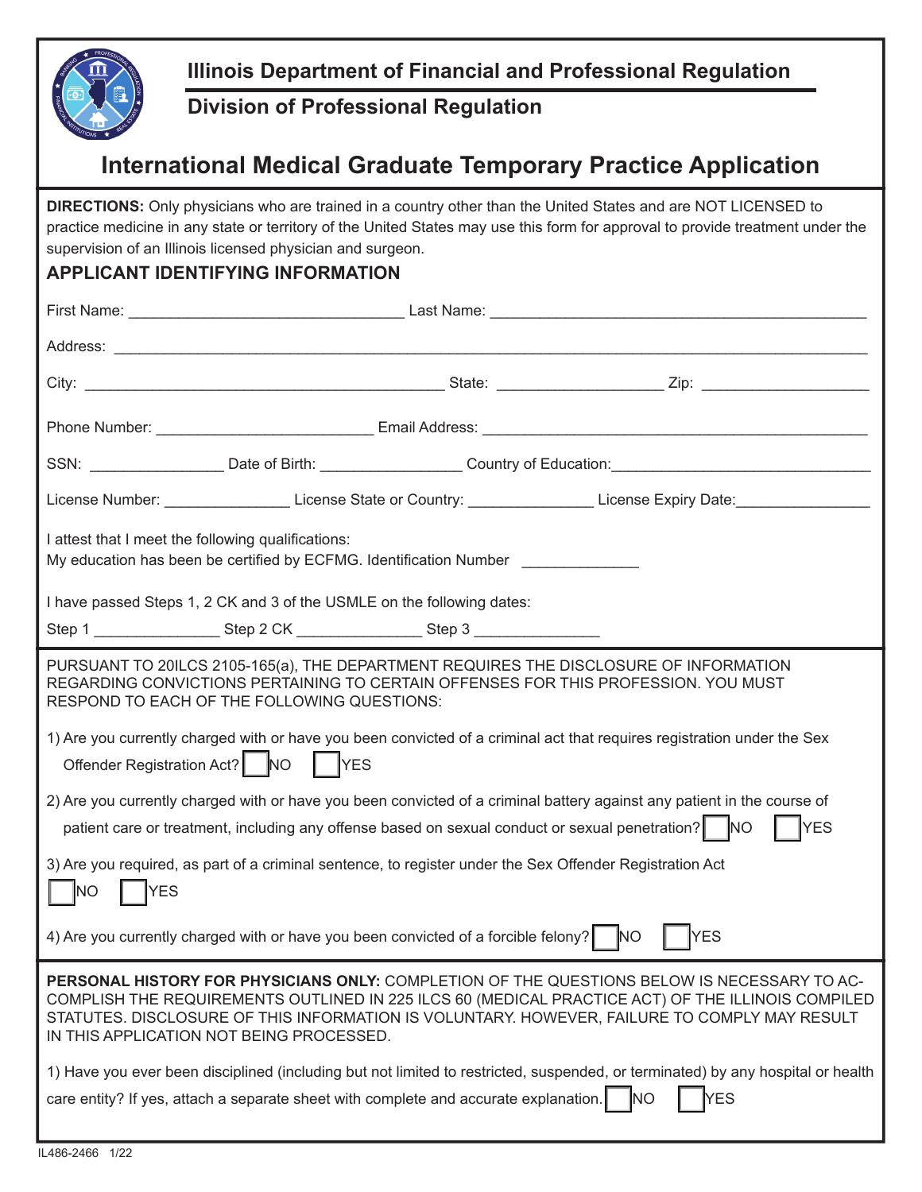# Illinois Department of Financial and Professional Regulation

## Division of Professional Regulation

# International Medical Graduate Temporary Practice Application

**DIRECTIONS:** Only physicians who are trained in a country other than the United States and are NOT LICENSED to practice medicine in any state or territory of the United States may use this form for approval to provide treatment under the supervision of an Illinois licensed physician and surgeon.

## APPLICANT IDENTIFYING INFORMATION

First Name: ________________________________ Last Name: ____________________________________________

Address: ____________________________________________________________________________________

City: __________________________________________ State: ___________________ Zip: ___________________

Phone Number: _________________________ Email Address: ____________________________________________

SSN: _______________ Date of Birth: ________________ Country of Education: ______________________________

License Number: ______________ License State or Country: ______________ License Expiry Date: _______________

I attest that I meet the following qualifications:
My education has been be certified by ECFMG. Identification Number _____________

I have passed Steps 1, 2 CK and 3 of the USMLE on the following dates:
Step 1 ______________ Step 2 CK ______________ Step 3 ______________

PURSUANT TO 20ILCS 2105-165(a), THE DEPARTMENT REQUIRES THE DISCLOSURE OF INFORMATION REGARDING CONVICTIONS PERTAINING TO CERTAIN OFFENSES FOR THIS PROFESSION. YOU MUST RESPOND TO EACH OF THE FOLLOWING QUESTIONS:

1) Are you currently charged with or have you been convicted of a criminal act that requires registration under the Sex Offender Registration Act? ☐ NO ☐ YES

2) Are you currently charged with or have you been convicted of a criminal battery against any patient in the course of patient care or treatment, including any offense based on sexual conduct or sexual penetration? ☐ NO ☐ YES

3) Are you required, as part of a criminal sentence, to register under the Sex Offender Registration Act ☐ NO ☐ YES

4) Are you currently charged with or have you been convicted of a forcible felony? ☐ NO ☐ YES

**PERSONAL HISTORY FOR PHYSICIANS ONLY:** COMPLETION OF THE QUESTIONS BELOW IS NECESSARY TO ACCOMPLISH THE REQUIREMENTS OUTLINED IN 225 ILCS 60 (MEDICAL PRACTICE ACT) OF THE ILLINOIS COMPILED STATUTES. DISCLOSURE OF THIS INFORMATION IS VOLUNTARY. HOWEVER, FAILURE TO COMPLY MAY RESULT IN THIS APPLICATION NOT BEING PROCESSED.

1) Have you ever been disciplined (including but not limited to restricted, suspended, or terminated) by any hospital or health care entity? If yes, attach a separate sheet with complete and accurate explanation. ☐ NO ☐ YES

IL486-2466 1/22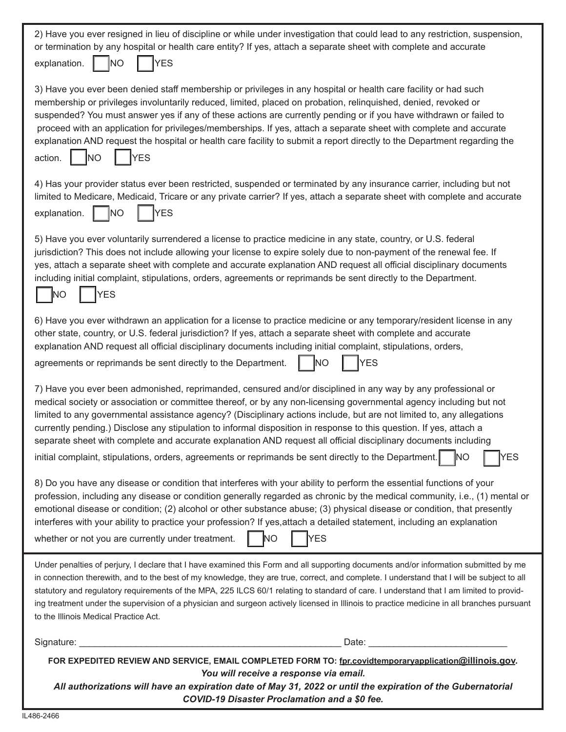2) Have you ever resigned in lieu of discipline or while under investigation that could lead to any restriction, suspension, or termination by any hospital or health care entity? If yes, attach a separate sheet with complete and accurate explanation. ☐ NO ☐ YES

3) Have you ever been denied staff membership or privileges in any hospital or health care facility or had such membership or privileges involuntarily reduced, limited, placed on probation, relinquished, denied, revoked or suspended? You must answer yes if any of these actions are currently pending or if you have withdrawn or failed to proceed with an application for privileges/memberships. If yes, attach a separate sheet with complete and accurate explanation AND request the hospital or health care facility to submit a report directly to the Department regarding the action. ☐ NO ☐ YES

4) Has your provider status ever been restricted, suspended or terminated by any insurance carrier, including but not limited to Medicare, Medicaid, Tricare or any private carrier? If yes, attach a separate sheet with complete and accurate explanation. ☐ NO ☐ YES

5) Have you ever voluntarily surrendered a license to practice medicine in any state, country, or U.S. federal jurisdiction? This does not include allowing your license to expire solely due to non-payment of the renewal fee. If yes, attach a separate sheet with complete and accurate explanation AND request all official disciplinary documents including initial complaint, stipulations, orders, agreements or reprimands be sent directly to the Department.
☐ NO ☐ YES

6) Have you ever withdrawn an application for a license to practice medicine or any temporary/resident license in any other state, country, or U.S. federal jurisdiction? If yes, attach a separate sheet with complete and accurate explanation AND request all official disciplinary documents including initial complaint, stipulations, orders, agreements or reprimands be sent directly to the Department. ☐ NO ☐ YES

7) Have you ever been admonished, reprimanded, censured and/or disciplined in any way by any professional or medical society or association or committee thereof, or by any non-licensing governmental agency including but not limited to any governmental assistance agency? (Disciplinary actions include, but are not limited to, any allegations currently pending.) Disclose any stipulation to informal disposition in response to this question. If yes, attach a separate sheet with complete and accurate explanation AND request all official disciplinary documents including initial complaint, stipulations, orders, agreements or reprimands be sent directly to the Department. ☐ NO ☐ YES

8) Do you have any disease or condition that interferes with your ability to perform the essential functions of your profession, including any disease or condition generally regarded as chronic by the medical community, i.e., (1) mental or emotional disease or condition; (2) alcohol or other substance abuse; (3) physical disease or condition, that presently interferes with your ability to practice your profession? If yes,attach a detailed statement, including an explanation whether or not you are currently under treatment. ☐ NO ☐ YES

Under penalties of perjury, I declare that I have examined this Form and all supporting documents and/or information submitted by me in connection therewith, and to the best of my knowledge, they are true, correct, and complete. I understand that I will be subject to all statutory and regulatory requirements of the MPA, 225 ILCS 60/1 relating to standard of care. I understand that I am limited to providing treatment under the supervision of a physician and surgeon actively licensed in Illinois to practice medicine in all branches pursuant to the Illinois Medical Practice Act.

Signature: ___________________________________________________ Date: ___________________________

**FOR EXPEDITED REVIEW AND SERVICE, EMAIL COMPLETED FORM TO: fpr.covidtemporaryapplication@illinois.gov.**

***You will receive a response via email.***

***All authorizations will have an expiration date of May 31, 2022 or until the expiration of the Gubernatorial COVID-19 Disaster Proclamation and a $0 fee.***

IL486-2466